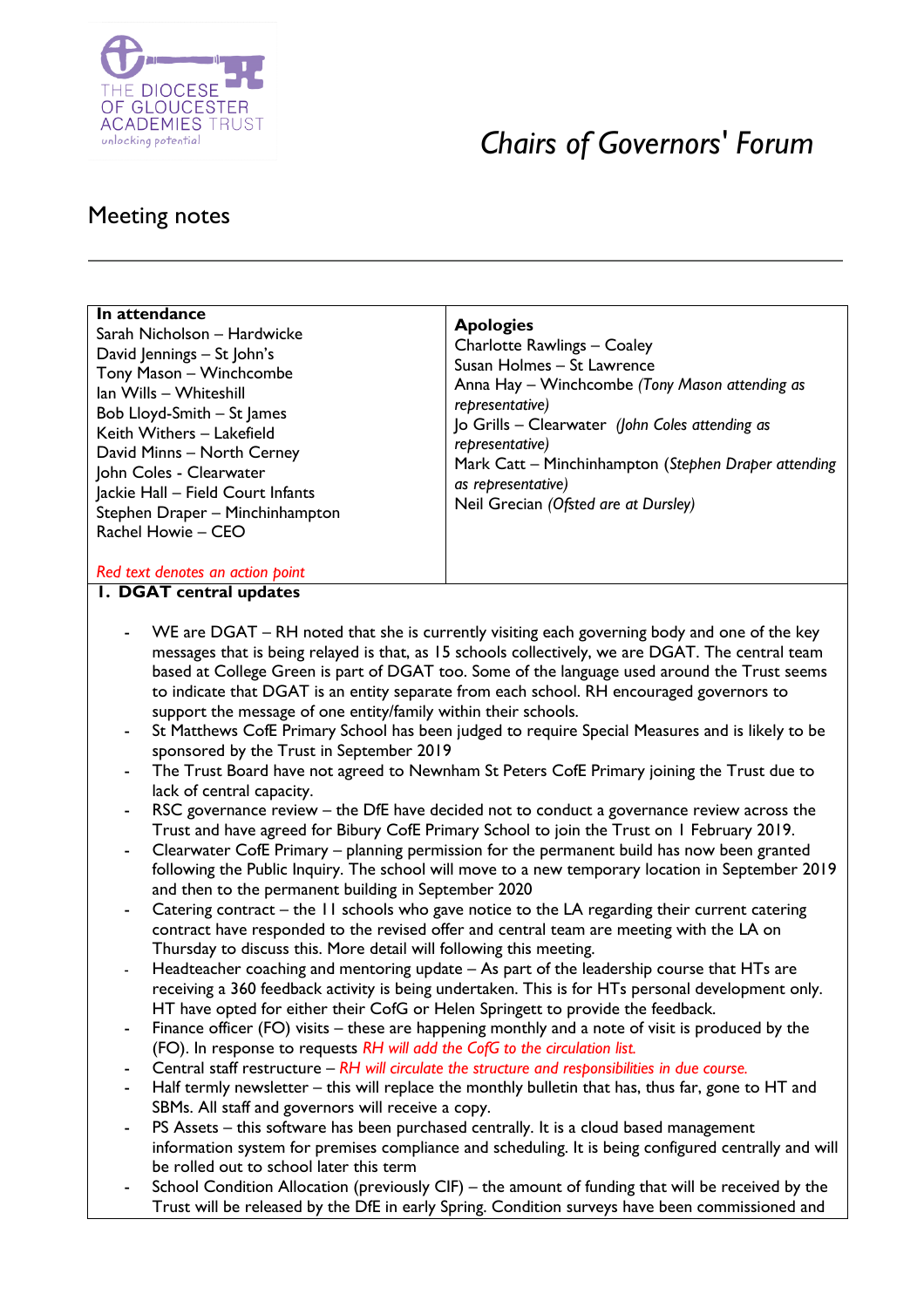# Chairs of Governors' Forum

## Meeting notes

| **In attendance** | **Apologies** |
|---|---|
| Sarah Nicholson – Hardwicke<br>David Jennings – St John's<br>Tony Mason – Winchcombe<br>Ian Wills – Whiteshill<br>Bob Lloyd-Smith – St James<br>Keith Withers – Lakefield<br>David Minns – North Cerney<br>John Coles - Clearwater<br>Jackie Hall – Field Court Infants<br>Stephen Draper – Minchinhampton<br>Rachel Howie – CEO<br><br>*Red text denotes an action point* | Charlotte Rawlings – Coaley<br>Susan Holmes – St Lawrence<br>Anna Hay – Winchcombe *(Tony Mason attending as representative)*<br>Jo Grills – Clearwater *(John Coles attending as representative)*<br>Mark Catt – Minchinhampton (*Stephen Draper attending as representative)*<br>Neil Grecian *(Ofsted are at Dursley)* |

**1. DGAT central updates**

- WE are DGAT – RH noted that she is currently visiting each governing body and one of the key messages that is being relayed is that, as 15 schools collectively, we are DGAT. The central team based at College Green is part of DGAT too. Some of the language used around the Trust seems to indicate that DGAT is an entity separate from each school. RH encouraged governors to support the message of one entity/family within their schools.
- St Matthews CofE Primary School has been judged to require Special Measures and is likely to be sponsored by the Trust in September 2019
- The Trust Board have not agreed to Newnham St Peters CofE Primary joining the Trust due to lack of central capacity.
- RSC governance review – the DfE have decided not to conduct a governance review across the Trust and have agreed for Bibury CofE Primary School to join the Trust on 1 February 2019.
- Clearwater CofE Primary – planning permission for the permanent build has now been granted following the Public Inquiry. The school will move to a new temporary location in September 2019 and then to the permanent building in September 2020
- Catering contract – the 11 schools who gave notice to the LA regarding their current catering contract have responded to the revised offer and central team are meeting with the LA on Thursday to discuss this. More detail will following this meeting.
- Headteacher coaching and mentoring update – As part of the leadership course that HTs are receiving a 360 feedback activity is being undertaken. This is for HTs personal development only. HT have opted for either their CofG or Helen Springett to provide the feedback.
- Finance officer (FO) visits – these are happening monthly and a note of visit is produced by the (FO). In response to requests *RH will add the CofG to the circulation list.*
- Central staff restructure – *RH will circulate the structure and responsibilities in due course.*
- Half termly newsletter – this will replace the monthly bulletin that has, thus far, gone to HT and SBMs. All staff and governors will receive a copy.
- PS Assets – this software has been purchased centrally. It is a cloud based management information system for premises compliance and scheduling. It is being configured centrally and will be rolled out to school later this term
- School Condition Allocation (previously CIF) – the amount of funding that will be received by the Trust will be released by the DfE in early Spring. Condition surveys have been commissioned and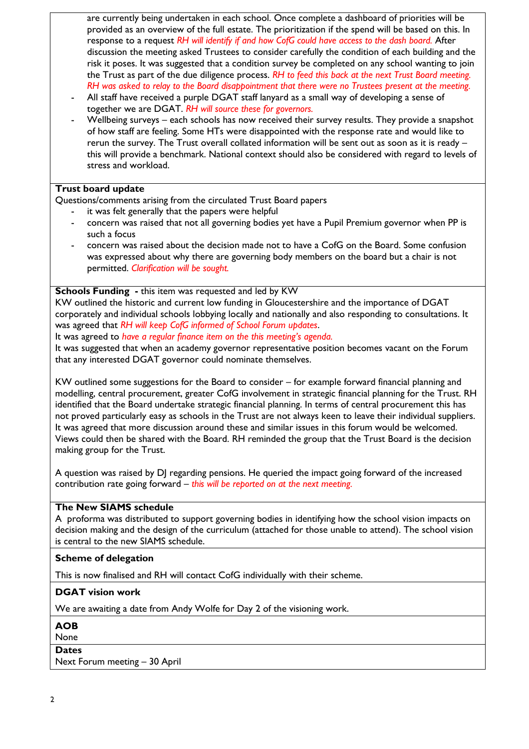are currently being undertaken in each school. Once complete a dashboard of priorities will be provided as an overview of the full estate. The prioritization if the spend will be based on this. In response to a request *RH will identify if and how CofG could have access to the dash board.* After discussion the meeting asked Trustees to consider carefully the condition of each building and the risk it poses. It was suggested that a condition survey be completed on any school wanting to join the Trust as part of the due diligence process. *RH to feed this back at the next Trust Board meeting. RH was asked to relay to the Board disappointment that there were no Trustees present at the meeting.*

- All staff have received a purple DGAT staff lanyard as a small way of developing a sense of together we are DGAT. *RH will source these for governors.*
- Wellbeing surveys – each schools has now received their survey results. They provide a snapshot of how staff are feeling. Some HTs were disappointed with the response rate and would like to rerun the survey. The Trust overall collated information will be sent out as soon as it is ready – this will provide a benchmark. National context should also be considered with regard to levels of stress and workload.

**Trust board update**

Questions/comments arising from the circulated Trust Board papers

- it was felt generally that the papers were helpful
- concern was raised that not all governing bodies yet have a Pupil Premium governor when PP is such a focus
- concern was raised about the decision made not to have a CofG on the Board. Some confusion was expressed about why there are governing body members on the board but a chair is not permitted. *Clarification will be sought.*

**Schools Funding -** this item was requested and led by KW

KW outlined the historic and current low funding in Gloucestershire and the importance of DGAT corporately and individual schools lobbying locally and nationally and also responding to consultations. It was agreed that *RH will keep CofG informed of School Forum updates*.

It was agreed to *have a regular finance item on the this meeting's agenda.*

It was suggested that when an academy governor representative position becomes vacant on the Forum that any interested DGAT governor could nominate themselves.

KW outlined some suggestions for the Board to consider – for example forward financial planning and modelling, central procurement, greater CofG involvement in strategic financial planning for the Trust. RH identified that the Board undertake strategic financial planning. In terms of central procurement this has not proved particularly easy as schools in the Trust are not always keen to leave their individual suppliers. It was agreed that more discussion around these and similar issues in this forum would be welcomed. Views could then be shared with the Board. RH reminded the group that the Trust Board is the decision making group for the Trust.

A question was raised by DJ regarding pensions. He queried the impact going forward of the increased contribution rate going forward – *this will be reported on at the next meeting.*

**The New SIAMS schedule**

A proforma was distributed to support governing bodies in identifying how the school vision impacts on decision making and the design of the curriculum (attached for those unable to attend). The school vision is central to the new SIAMS schedule.

**Scheme of delegation**

This is now finalised and RH will contact CofG individually with their scheme.

**DGAT vision work**

We are awaiting a date from Andy Wolfe for Day 2 of the visioning work.

**AOB**

None

**Dates**

Next Forum meeting – 30 April